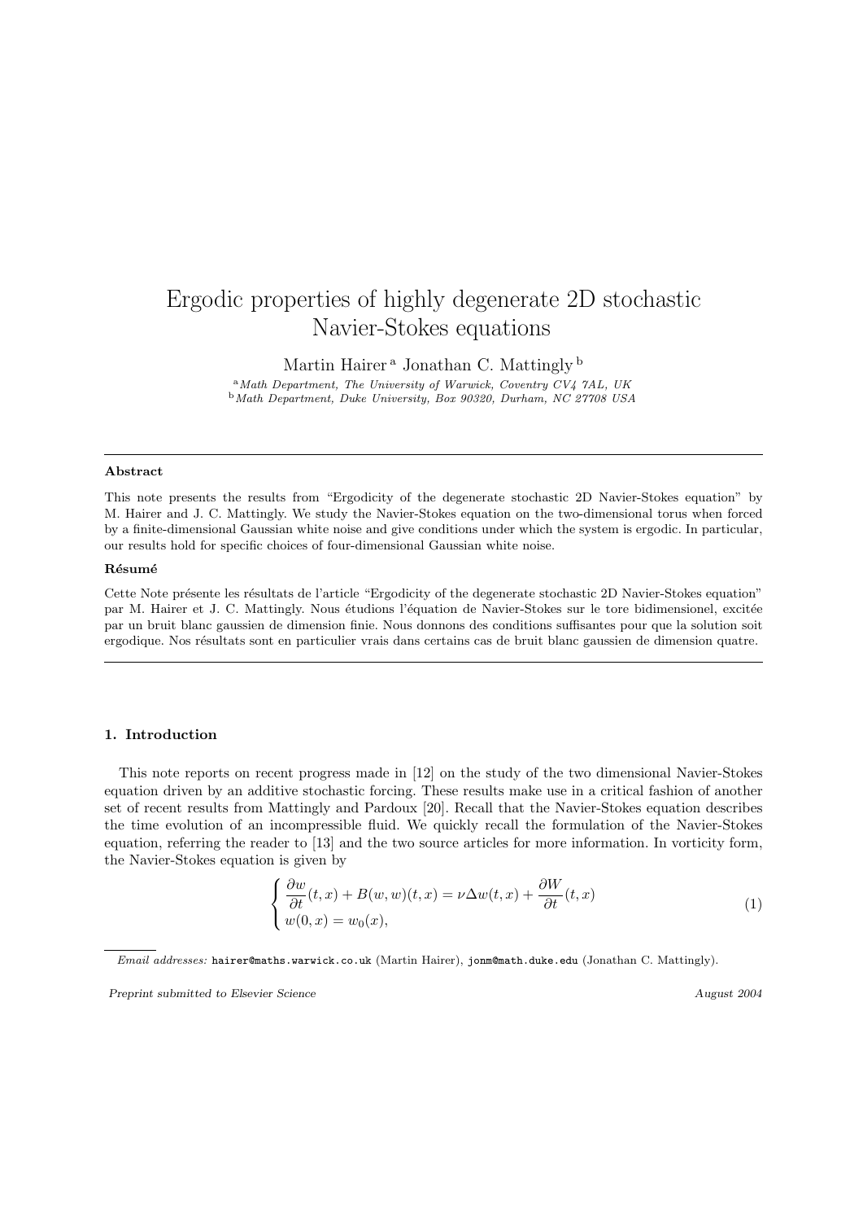# Ergodic properties of highly degenerate 2D stochastic Navier-Stokes equations

Martin Hairer [a] Jonathan C. Mattingly [b]

[a] *Math Department, The University of Warwick, Coventry CV4 7AL, UK*
[b] *Math Department, Duke University, Box 90320, Durham, NC 27708 USA*

---

**Abstract**

This note presents the results from "Ergodicity of the degenerate stochastic 2D Navier-Stokes equation" by M. Hairer and J. C. Mattingly. We study the Navier-Stokes equation on the two-dimensional torus when forced by a finite-dimensional Gaussian white noise and give conditions under which the system is ergodic. In particular, our results hold for specific choices of four-dimensional Gaussian white noise.

**Résumé**

Cette Note présente les résultats de l'article "Ergodicity of the degenerate stochastic 2D Navier-Stokes equation" par M. Hairer et J. C. Mattingly. Nous étudions l'équation de Navier-Stokes sur le tore bidimensionel, excitée par un bruit blanc gaussien de dimension finie. Nous donnons des conditions suffisantes pour que la solution soit ergodique. Nos résultats sont en particulier vrais dans certains cas de bruit blanc gaussien de dimension quatre.

---

## 1. Introduction

This note reports on recent progress made in [12] on the study of the two dimensional Navier-Stokes equation driven by an additive stochastic forcing. These results make use in a critical fashion of another set of recent results from Mattingly and Pardoux [20]. Recall that the Navier-Stokes equation describes the time evolution of an incompressible fluid. We quickly recall the formulation of the Navier-Stokes equation, referring the reader to [13] and the two source articles for more information. In vorticity form, the Navier-Stokes equation is given by

$$\begin{cases} \dfrac{\partial w}{\partial t}(t,x) + B(w,w)(t,x) = \nu \Delta w(t,x) + \dfrac{\partial W}{\partial t}(t,x) \\ w(0,x) = w_0(x), \end{cases} \tag{1}$$

*Email addresses:* hairer@maths.warwick.co.uk (Martin Hairer), jonm@math.duke.edu (Jonathan C. Mattingly).

*Preprint submitted to Elsevier Science* *August 2004*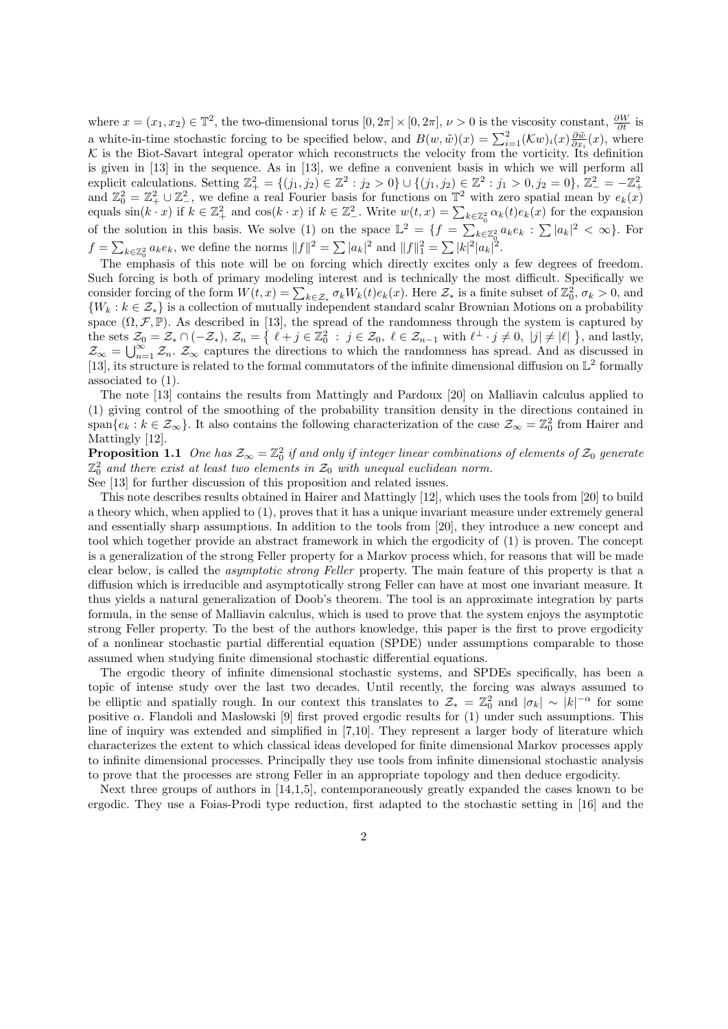where $x = (x_1, x_2) \in \mathbb{T}^2$, the two-dimensional torus $[0, 2\pi] \times [0, 2\pi]$, $\nu > 0$ is the viscosity constant, $\frac{\partial W}{\partial t}$ is a white-in-time stochastic forcing to be specified below, and $B(w, \tilde{w})(x) = \sum_{i=1}^{2} (\mathcal{K}w)_i(x) \frac{\partial \tilde{w}}{\partial x_i}(x)$, where $\mathcal{K}$ is the Biot-Savart integral operator which reconstructs the velocity from the vorticity. Its definition is given in [13] in the sequence. As in [13], we define a convenient basis in which we will perform all explicit calculations. Setting $\mathbb{Z}^2_+ = \{(j_1, j_2) \in \mathbb{Z}^2 : j_2 > 0\} \cup \{(j_1, j_2) \in \mathbb{Z}^2 : j_1 > 0, j_2 = 0\}$, $\mathbb{Z}^2_- = -\mathbb{Z}^2_+$ and $\mathbb{Z}^2_0 = \mathbb{Z}^2_+ \cup \mathbb{Z}^2_-$, we define a real Fourier basis for functions on $\mathbb{T}^2$ with zero spatial mean by $e_k(x)$ equals $\sin(k \cdot x)$ if $k \in \mathbb{Z}^2_+$ and $\cos(k \cdot x)$ if $k \in \mathbb{Z}^2_-$. Write $w(t, x) = \sum_{k \in \mathbb{Z}^2_0} \alpha_k(t) e_k(x)$ for the expansion of the solution in this basis. We solve (1) on the space $\mathbb{L}^2 = \{f = \sum_{k \in \mathbb{Z}^2_0} a_k e_k : \sum |a_k|^2 < \infty\}$. For $f = \sum_{k \in \mathbb{Z}^2_0} a_k e_k$, we define the norms $\|f\|^2 = \sum |a_k|^2$ and $\|f\|_1^2 = \sum |k|^2 |a_k|^2$.

The emphasis of this note will be on forcing which directly excites only a few degrees of freedom. Such forcing is both of primary modeling interest and is technically the most difficult. Specifically we consider forcing of the form $W(t, x) = \sum_{k \in \mathcal{Z}_*} \sigma_k W_k(t) e_k(x)$. Here $\mathcal{Z}_*$ is a finite subset of $\mathbb{Z}^2_0$, $\sigma_k > 0$, and $\{W_k : k \in \mathcal{Z}_*\}$ is a collection of mutually independent standard scalar Brownian Motions on a probability space $(\Omega, \mathcal{F}, \mathbb{P})$. As described in [13], the spread of the randomness through the system is captured by the sets $\mathcal{Z}_0 = \mathcal{Z}_* \cap (-\mathcal{Z}_*)$, $\mathcal{Z}_n = \{ \ell + j \in \mathbb{Z}^2_0 \,:\, j \in \mathcal{Z}_0,\ \ell \in \mathcal{Z}_{n-1} \text{ with } \ell^\perp \cdot j \neq 0,\ |j| \neq |\ell| \}$, and lastly, $\mathcal{Z}_\infty = \bigcup_{n=1}^{\infty} \mathcal{Z}_n$. $\mathcal{Z}_\infty$ captures the directions to which the randomness has spread. And as discussed in [13], its structure is related to the formal commutators of the infinite dimensional diffusion on $\mathbb{L}^2$ formally associated to (1).

The note [13] contains the results from Mattingly and Pardoux [20] on Malliavin calculus applied to (1) giving control of the smoothing of the probability transition density in the directions contained in $\text{span}\{e_k : k \in \mathcal{Z}_\infty\}$. It also contains the following characterization of the case $\mathcal{Z}_\infty = \mathbb{Z}^2_0$ from Hairer and Mattingly [12].

**Proposition 1.1** *One has $\mathcal{Z}_\infty = \mathbb{Z}^2_0$ if and only if integer linear combinations of elements of $\mathcal{Z}_0$ generate $\mathbb{Z}^2_0$ and there exist at least two elements in $\mathcal{Z}_0$ with unequal euclidean norm.*

See [13] for further discussion of this proposition and related issues.

This note describes results obtained in Hairer and Mattingly [12], which uses the tools from [20] to build a theory which, when applied to (1), proves that it has a unique invariant measure under extremely general and essentially sharp assumptions. In addition to the tools from [20], they introduce a new concept and tool which together provide an abstract framework in which the ergodicity of (1) is proven. The concept is a generalization of the strong Feller property for a Markov process which, for reasons that will be made clear below, is called the *asymptotic strong Feller* property. The main feature of this property is that a diffusion which is irreducible and asymptotically strong Feller can have at most one invariant measure. It thus yields a natural generalization of Doob's theorem. The tool is an approximate integration by parts formula, in the sense of Malliavin calculus, which is used to prove that the system enjoys the asymptotic strong Feller property. To the best of the authors knowledge, this paper is the first to prove ergodicity of a nonlinear stochastic partial differential equation (SPDE) under assumptions comparable to those assumed when studying finite dimensional stochastic differential equations.

The ergodic theory of infinite dimensional stochastic systems, and SPDEs specifically, has been a topic of intense study over the last two decades. Until recently, the forcing was always assumed to be elliptic and spatially rough. In our context this translates to $\mathcal{Z}_* = \mathbb{Z}^2_0$ and $|\sigma_k| \sim |k|^{-\alpha}$ for some positive $\alpha$. Flandoli and Maslowski [9] first proved ergodic results for (1) under such assumptions. This line of inquiry was extended and simplified in [7,10]. They represent a larger body of literature which characterizes the extent to which classical ideas developed for finite dimensional Markov processes apply to infinite dimensional processes. Principally they use tools from infinite dimensional stochastic analysis to prove that the processes are strong Feller in an appropriate topology and then deduce ergodicity.

Next three groups of authors in [14,1,5], contemporaneously greatly expanded the cases known to be ergodic. They use a Foias-Prodi type reduction, first adapted to the stochastic setting in [16] and the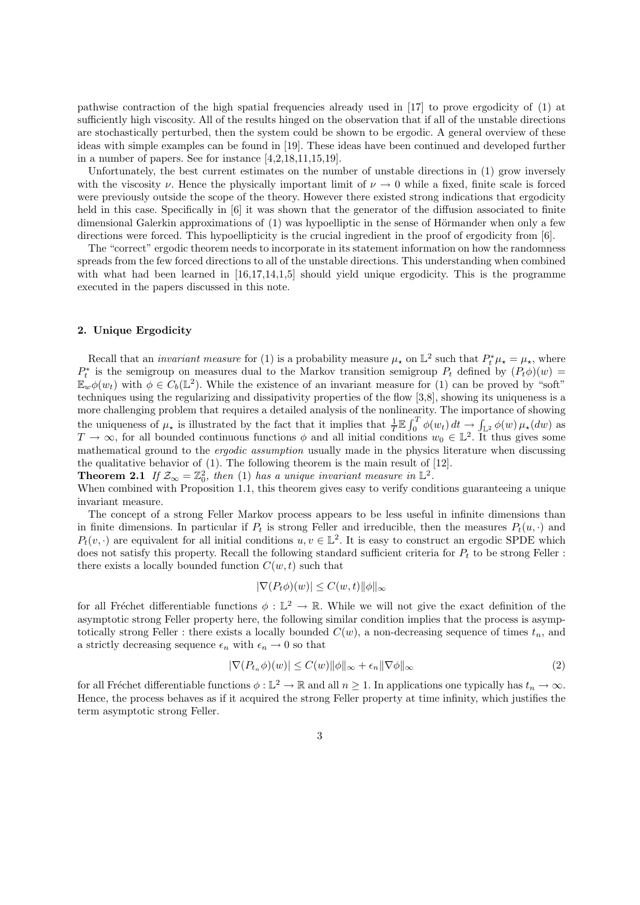pathwise contraction of the high spatial frequencies already used in [17] to prove ergodicity of (1) at sufficiently high viscosity. All of the results hinged on the observation that if all of the unstable directions are stochastically perturbed, then the system could be shown to be ergodic. A general overview of these ideas with simple examples can be found in [19]. These ideas have been continued and developed further in a number of papers. See for instance [4,2,18,11,15,19].

Unfortunately, the best current estimates on the number of unstable directions in (1) grow inversely with the viscosity $\nu$. Hence the physically important limit of $\nu \to 0$ while a fixed, finite scale is forced were previously outside the scope of the theory. However there existed strong indications that ergodicity held in this case. Specifically in [6] it was shown that the generator of the diffusion associated to finite dimensional Galerkin approximations of (1) was hypoelliptic in the sense of Hörmander when only a few directions were forced. This hypoellipticity is the crucial ingredient in the proof of ergodicity from [6].

The "correct" ergodic theorem needs to incorporate in its statement information on how the randomness spreads from the few forced directions to all of the unstable directions. This understanding when combined with what had been learned in [16,17,14,1,5] should yield unique ergodicity. This is the programme executed in the papers discussed in this note.

## 2. Unique Ergodicity

Recall that an *invariant measure* for (1) is a probability measure $\mu_\star$ on $\mathbb{L}^2$ such that $P_t^* \mu_\star = \mu_\star$, where $P_t^*$ is the semigroup on measures dual to the Markov transition semigroup $P_t$ defined by $(P_t\phi)(w) = \mathbb{E}_w \phi(w_t)$ with $\phi \in C_b(\mathbb{L}^2)$. While the existence of an invariant measure for (1) can be proved by "soft" techniques using the regularizing and dissipativity properties of the flow [3,8], showing its uniqueness is a more challenging problem that requires a detailed analysis of the nonlinearity. The importance of showing the uniqueness of $\mu_\star$ is illustrated by the fact that it implies that $\frac{1}{T}\mathbb{E}\int_0^T \phi(w_t)\,dt \to \int_{\mathbb{L}^2} \phi(w)\,\mu_\star(dw)$ as $T \to \infty$, for all bounded continuous functions $\phi$ and all initial conditions $w_0 \in \mathbb{L}^2$. It thus gives some mathematical ground to the *ergodic assumption* usually made in the physics literature when discussing the qualitative behavior of (1). The following theorem is the main result of [12].

**Theorem 2.1** *If $\mathcal{Z}_\infty = \mathbb{Z}_0^2$, then (1) has a unique invariant measure in $\mathbb{L}^2$.*

When combined with Proposition 1.1, this theorem gives easy to verify conditions guaranteeing a unique invariant measure.

The concept of a strong Feller Markov process appears to be less useful in infinite dimensions than in finite dimensions. In particular if $P_t$ is strong Feller and irreducible, then the measures $P_t(u,\cdot)$ and $P_t(v,\cdot)$ are equivalent for all initial conditions $u, v \in \mathbb{L}^2$. It is easy to construct an ergodic SPDE which does not satisfy this property. Recall the following standard sufficient criteria for $P_t$ to be strong Feller : there exists a locally bounded function $C(w,t)$ such that

$$|\nabla(P_t\phi)(w)| \le C(w,t)\|\phi\|_\infty$$

for all Fréchet differentiable functions $\phi : \mathbb{L}^2 \to \mathbb{R}$. While we will not give the exact definition of the asymptotic strong Feller property here, the following similar condition implies that the process is asymptotically strong Feller : there exists a locally bounded $C(w)$, a non-decreasing sequence of times $t_n$, and a strictly decreasing sequence $\epsilon_n$ with $\epsilon_n \to 0$ so that

$$|\nabla(P_{t_n}\phi)(w)| \le C(w)\|\phi\|_\infty + \epsilon_n \|\nabla\phi\|_\infty \tag{2}$$

for all Fréchet differentiable functions $\phi : \mathbb{L}^2 \to \mathbb{R}$ and all $n \ge 1$. In applications one typically has $t_n \to \infty$. Hence, the process behaves as if it acquired the strong Feller property at time infinity, which justifies the term asymptotic strong Feller.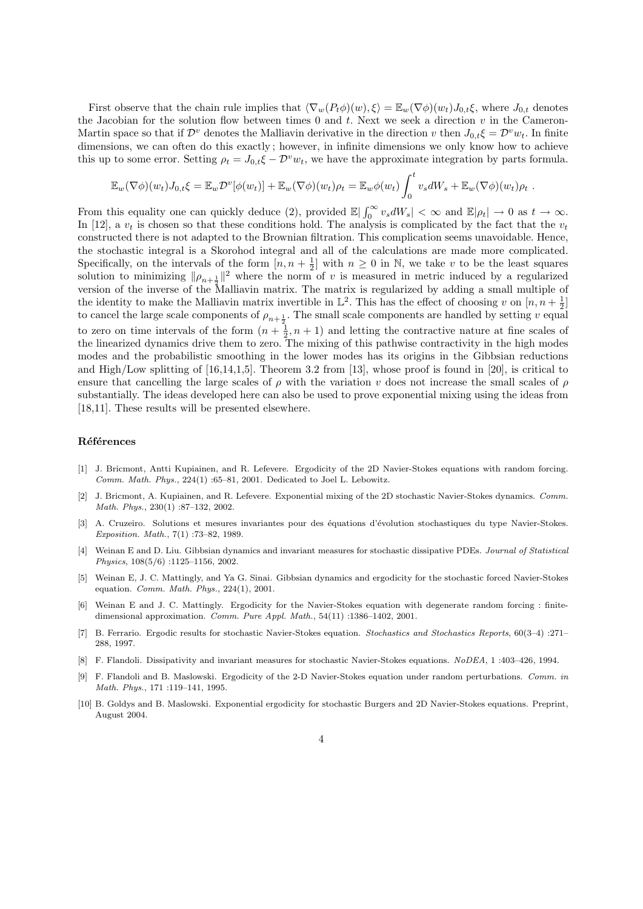First observe that the chain rule implies that $\langle \nabla_w (P_t \phi)(w), \xi \rangle = \mathbb{E}_w (\nabla \phi)(w_t) J_{0,t} \xi$, where $J_{0,t}$ denotes the Jacobian for the solution flow between times 0 and $t$. Next we seek a direction $v$ in the Cameron-Martin space so that if $\mathcal{D}^v$ denotes the Malliavin derivative in the direction $v$ then $J_{0,t}\xi = \mathcal{D}^v w_t$. In finite dimensions, we can often do this exactly ; however, in infinite dimensions we only know how to achieve this up to some error. Setting $\rho_t = J_{0,t}\xi - \mathcal{D}^v w_t$, we have the approximate integration by parts formula.

$$\mathbb{E}_w (\nabla \phi)(w_t) J_{0,t} \xi = \mathbb{E}_w \mathcal{D}^v [\phi(w_t)] + \mathbb{E}_w (\nabla \phi)(w_t) \rho_t = \mathbb{E}_w \phi(w_t) \int_0^t v_s dW_s + \mathbb{E}_w (\nabla \phi)(w_t) \rho_t \; .$$

From this equality one can quickly deduce (2), provided $\mathbb{E}| \int_0^\infty v_s dW_s| < \infty$ and $\mathbb{E}|\rho_t| \to 0$ as $t \to \infty$. In [12], a $v_t$ is chosen so that these conditions hold. The analysis is complicated by the fact that the $v_t$ constructed there is not adapted to the Brownian filtration. This complication seems unavoidable. Hence, the stochastic integral is a Skorohod integral and all of the calculations are made more complicated. Specifically, on the intervals of the form $[n, n+\frac{1}{2}]$ with $n \geq 0$ in $\mathbb{N}$, we take $v$ to be the least squares solution to minimizing $\|\rho_{n+\frac{1}{2}}\|^2$ where the norm of $v$ is measured in metric induced by a regularized version of the inverse of the Malliavin matrix. The matrix is regularized by adding a small multiple of the identity to make the Malliavin matrix invertible in $\mathbb{L}^2$. This has the effect of choosing $v$ on $[n, n+\frac{1}{2}]$ to cancel the large scale components of $\rho_{n+\frac{1}{2}}$. The small scale components are handled by setting $v$ equal to zero on time intervals of the form $(n+\frac{1}{2}, n+1)$ and letting the contractive nature at fine scales of the linearized dynamics drive them to zero. The mixing of this pathwise contractivity in the high modes modes and the probabilistic smoothing in the lower modes has its origins in the Gibbsian reductions and High/Low splitting of [16,14,1,5]. Theorem 3.2 from [13], whose proof is found in [20], is critical to ensure that cancelling the large scales of $\rho$ with the variation $v$ does not increase the small scales of $\rho$ substantially. The ideas developed here can also be used to prove exponential mixing using the ideas from [18,11]. These results will be presented elsewhere.

## Références

[1] J. Bricmont, Antti Kupiainen, and R. Lefevere. Ergodicity of the 2D Navier-Stokes equations with random forcing. *Comm. Math. Phys.*, 224(1) :65–81, 2001. Dedicated to Joel L. Lebowitz.

[2] J. Bricmont, A. Kupiainen, and R. Lefevere. Exponential mixing of the 2D stochastic Navier-Stokes dynamics. *Comm. Math. Phys.*, 230(1) :87–132, 2002.

[3] A. Cruzeiro. Solutions et mesures invariantes pour des équations d'évolution stochastiques du type Navier-Stokes. *Exposition. Math.*, 7(1) :73–82, 1989.

[4] Weinan E and D. Liu. Gibbsian dynamics and invariant measures for stochastic dissipative PDEs. *Journal of Statistical Physics*, 108(5/6) :1125–1156, 2002.

[5] Weinan E, J. C. Mattingly, and Ya G. Sinai. Gibbsian dynamics and ergodicity for the stochastic forced Navier-Stokes equation. *Comm. Math. Phys.*, 224(1), 2001.

[6] Weinan E and J. C. Mattingly. Ergodicity for the Navier-Stokes equation with degenerate random forcing : finite-dimensional approximation. *Comm. Pure Appl. Math.*, 54(11) :1386–1402, 2001.

[7] B. Ferrario. Ergodic results for stochastic Navier-Stokes equation. *Stochastics and Stochastics Reports*, 60(3–4) :271–288, 1997.

[8] F. Flandoli. Dissipativity and invariant measures for stochastic Navier-Stokes equations. *NoDEA*, 1 :403–426, 1994.

[9] F. Flandoli and B. Maslowski. Ergodicity of the 2-D Navier-Stokes equation under random perturbations. *Comm. in Math. Phys.*, 171 :119–141, 1995.

[10] B. Goldys and B. Maslowski. Exponential ergodicity for stochastic Burgers and 2D Navier-Stokes equations. Preprint, August 2004.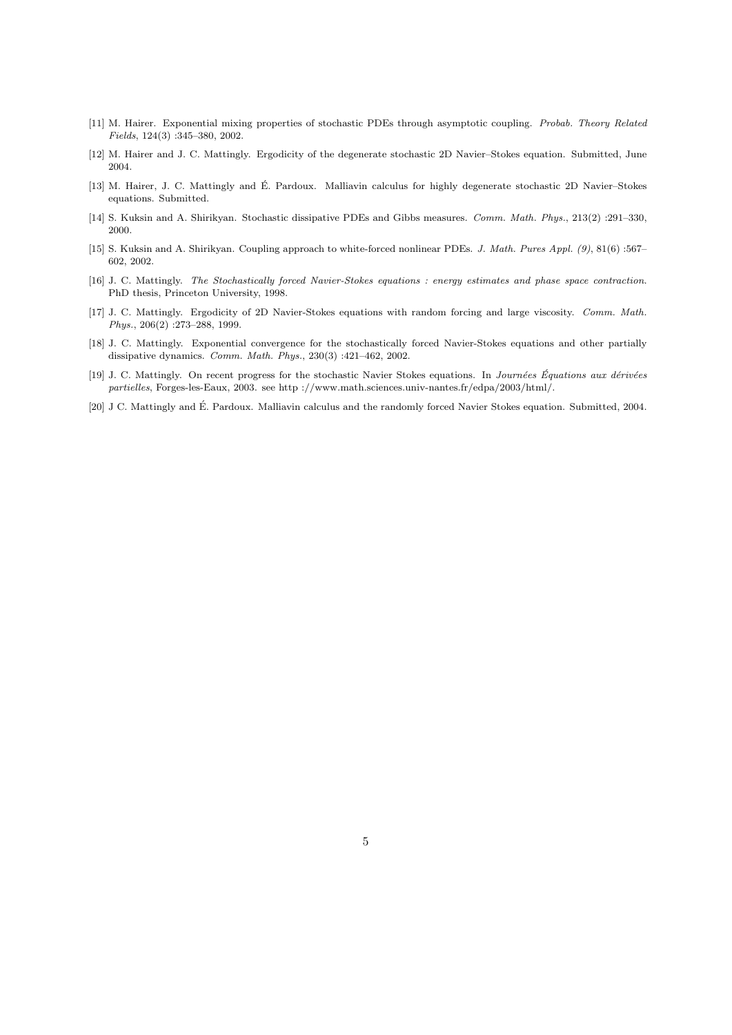[11] M. Hairer. Exponential mixing properties of stochastic PDEs through asymptotic coupling. *Probab. Theory Related Fields*, 124(3) :345–380, 2002.

[12] M. Hairer and J. C. Mattingly. Ergodicity of the degenerate stochastic 2D Navier–Stokes equation. Submitted, June 2004.

[13] M. Hairer, J. C. Mattingly and É. Pardoux. Malliavin calculus for highly degenerate stochastic 2D Navier–Stokes equations. Submitted.

[14] S. Kuksin and A. Shirikyan. Stochastic dissipative PDEs and Gibbs measures. *Comm. Math. Phys.*, 213(2) :291–330, 2000.

[15] S. Kuksin and A. Shirikyan. Coupling approach to white-forced nonlinear PDEs. *J. Math. Pures Appl. (9)*, 81(6) :567–602, 2002.

[16] J. C. Mattingly. *The Stochastically forced Navier-Stokes equations : energy estimates and phase space contraction.* PhD thesis, Princeton University, 1998.

[17] J. C. Mattingly. Ergodicity of 2D Navier-Stokes equations with random forcing and large viscosity. *Comm. Math. Phys.*, 206(2) :273–288, 1999.

[18] J. C. Mattingly. Exponential convergence for the stochastically forced Navier-Stokes equations and other partially dissipative dynamics. *Comm. Math. Phys.*, 230(3) :421–462, 2002.

[19] J. C. Mattingly. On recent progress for the stochastic Navier Stokes equations. In *Journées Équations aux dérivées partielles*, Forges-les-Eaux, 2003. see http ://www.math.sciences.univ-nantes.fr/edpa/2003/html/.

[20] J C. Mattingly and É. Pardoux. Malliavin calculus and the randomly forced Navier Stokes equation. Submitted, 2004.